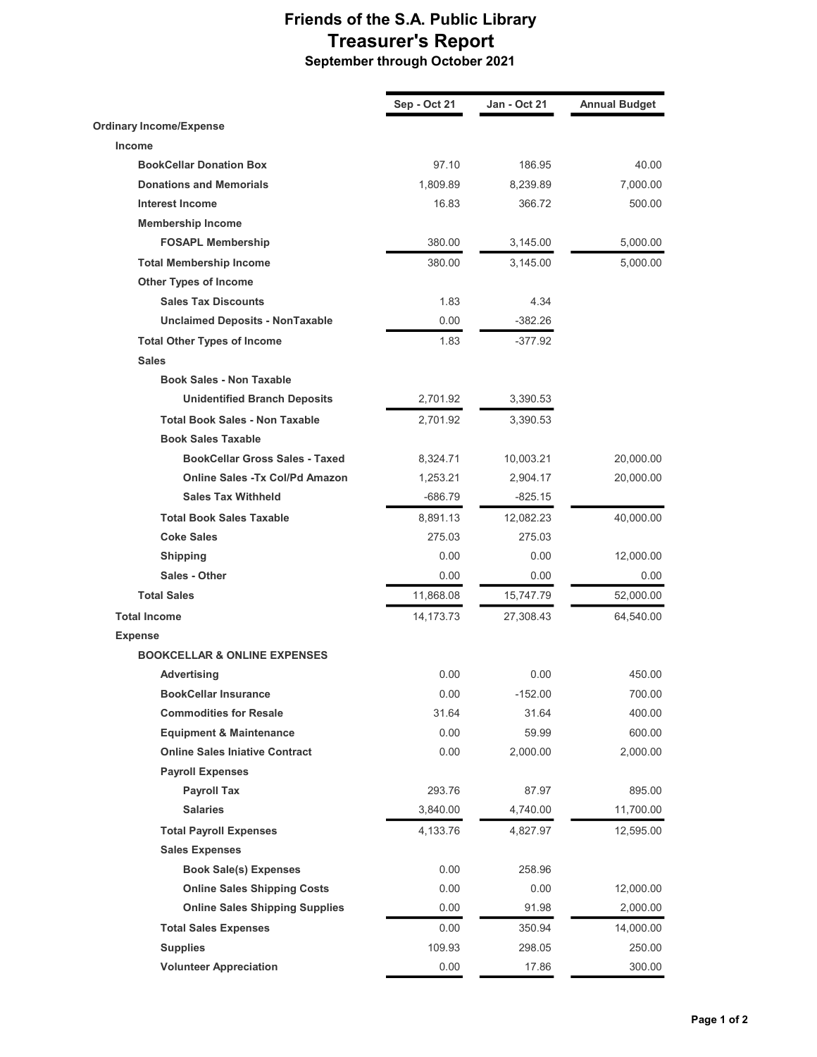# Friends of the S.A. Public Library

## Treasurer's Report

### September through October 2021

| | Sep - Oct 21 | Jan - Oct 21 | Annual Budget |
|---|---|---|---|
| **Ordinary Income/Expense** | | | |
| **Income** | | | |
| **BookCellar Donation Box** | 97.10 | 186.95 | 40.00 |
| **Donations and Memorials** | 1,809.89 | 8,239.89 | 7,000.00 |
| **Interest Income** | 16.83 | 366.72 | 500.00 |
| **Membership Income** | | | |
| **FOSAPL Membership** | 380.00 | 3,145.00 | 5,000.00 |
| **Total Membership Income** | 380.00 | 3,145.00 | 5,000.00 |
| **Other Types of Income** | | | |
| **Sales Tax Discounts** | 1.83 | 4.34 | |
| **Unclaimed Deposits - NonTaxable** | 0.00 | -382.26 | |
| **Total Other Types of Income** | 1.83 | -377.92 | |
| **Sales** | | | |
| **Book Sales - Non Taxable** | | | |
| **Unidentified Branch Deposits** | 2,701.92 | 3,390.53 | |
| **Total Book Sales - Non Taxable** | 2,701.92 | 3,390.53 | |
| **Book Sales Taxable** | | | |
| **BookCellar Gross Sales - Taxed** | 8,324.71 | 10,003.21 | 20,000.00 |
| **Online Sales -Tx Col/Pd Amazon** | 1,253.21 | 2,904.17 | 20,000.00 |
| **Sales Tax Withheld** | -686.79 | -825.15 | |
| **Total Book Sales Taxable** | 8,891.13 | 12,082.23 | 40,000.00 |
| **Coke Sales** | 275.03 | 275.03 | |
| **Shipping** | 0.00 | 0.00 | 12,000.00 |
| **Sales - Other** | 0.00 | 0.00 | 0.00 |
| **Total Sales** | 11,868.08 | 15,747.79 | 52,000.00 |
| **Total Income** | 14,173.73 | 27,308.43 | 64,540.00 |
| **Expense** | | | |
| **BOOKCELLAR & ONLINE EXPENSES** | | | |
| **Advertising** | 0.00 | 0.00 | 450.00 |
| **BookCellar Insurance** | 0.00 | -152.00 | 700.00 |
| **Commodities for Resale** | 31.64 | 31.64 | 400.00 |
| **Equipment & Maintenance** | 0.00 | 59.99 | 600.00 |
| **Online Sales Iniative Contract** | 0.00 | 2,000.00 | 2,000.00 |
| **Payroll Expenses** | | | |
| **Payroll Tax** | 293.76 | 87.97 | 895.00 |
| **Salaries** | 3,840.00 | 4,740.00 | 11,700.00 |
| **Total Payroll Expenses** | 4,133.76 | 4,827.97 | 12,595.00 |
| **Sales Expenses** | | | |
| **Book Sale(s) Expenses** | 0.00 | 258.96 | |
| **Online Sales Shipping Costs** | 0.00 | 0.00 | 12,000.00 |
| **Online Sales Shipping Supplies** | 0.00 | 91.98 | 2,000.00 |
| **Total Sales Expenses** | 0.00 | 350.94 | 14,000.00 |
| **Supplies** | 109.93 | 298.05 | 250.00 |
| **Volunteer Appreciation** | 0.00 | 17.86 | 300.00 |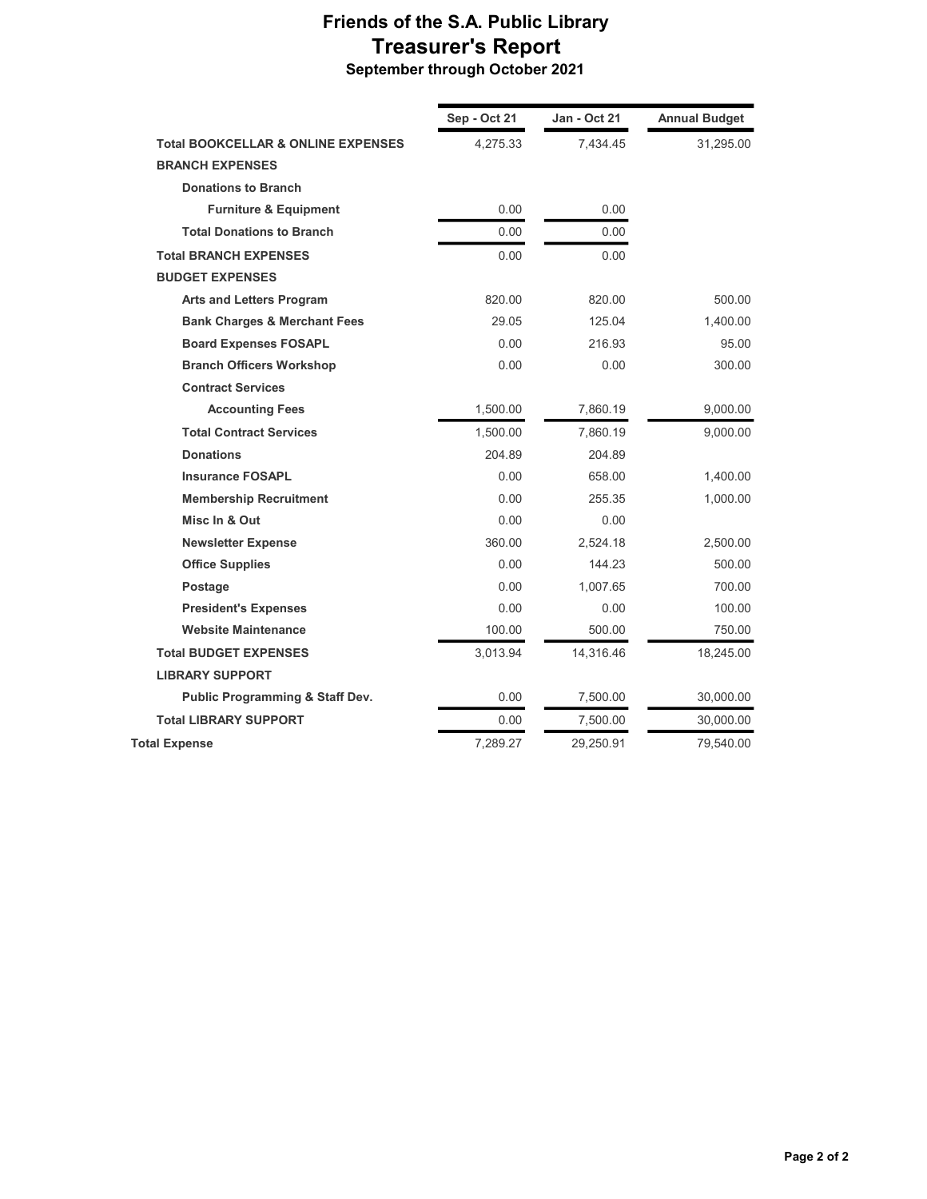# Friends of the S.A. Public Library
## Treasurer's Report
### September through October 2021

| | Sep - Oct 21 | Jan - Oct 21 | Annual Budget |
|---|---|---|---|
| **Total BOOKCELLAR & ONLINE EXPENSES** | 4,275.33 | 7,434.45 | 31,295.00 |
| **BRANCH EXPENSES** | | | |
| **Donations to Branch** | | | |
| **Furniture & Equipment** | 0.00 | 0.00 | |
| **Total Donations to Branch** | 0.00 | 0.00 | |
| **Total BRANCH EXPENSES** | 0.00 | 0.00 | |
| **BUDGET EXPENSES** | | | |
| **Arts and Letters Program** | 820.00 | 820.00 | 500.00 |
| **Bank Charges & Merchant Fees** | 29.05 | 125.04 | 1,400.00 |
| **Board Expenses FOSAPL** | 0.00 | 216.93 | 95.00 |
| **Branch Officers Workshop** | 0.00 | 0.00 | 300.00 |
| **Contract Services** | | | |
| **Accounting Fees** | 1,500.00 | 7,860.19 | 9,000.00 |
| **Total Contract Services** | 1,500.00 | 7,860.19 | 9,000.00 |
| **Donations** | 204.89 | 204.89 | |
| **Insurance FOSAPL** | 0.00 | 658.00 | 1,400.00 |
| **Membership Recruitment** | 0.00 | 255.35 | 1,000.00 |
| **Misc In & Out** | 0.00 | 0.00 | |
| **Newsletter Expense** | 360.00 | 2,524.18 | 2,500.00 |
| **Office Supplies** | 0.00 | 144.23 | 500.00 |
| **Postage** | 0.00 | 1,007.65 | 700.00 |
| **President's Expenses** | 0.00 | 0.00 | 100.00 |
| **Website Maintenance** | 100.00 | 500.00 | 750.00 |
| **Total BUDGET EXPENSES** | 3,013.94 | 14,316.46 | 18,245.00 |
| **LIBRARY SUPPORT** | | | |
| **Public Programming & Staff Dev.** | 0.00 | 7,500.00 | 30,000.00 |
| **Total LIBRARY SUPPORT** | 0.00 | 7,500.00 | 30,000.00 |
| **Total Expense** | 7,289.27 | 29,250.91 | 79,540.00 |